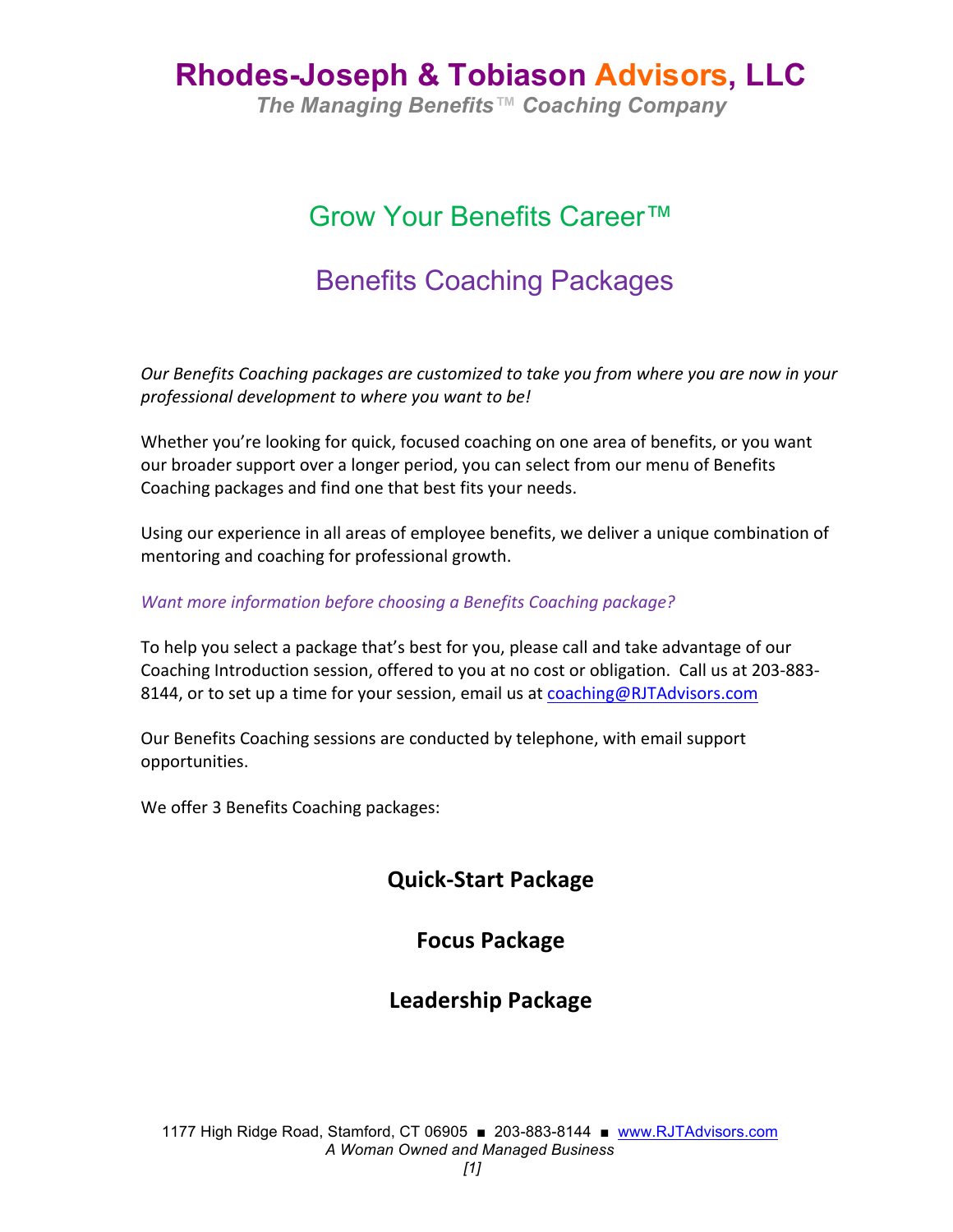# Rhodes-Joseph & Tobiason Advisors, LLC

*The Managing Benefits™ Coaching Company*

## Grow Your Benefits Career™

## Benefits Coaching Packages

*Our Benefits Coaching packages are customized to take you from where you are now in your professional development to where you want to be!*

Whether you're looking for quick, focused coaching on one area of benefits, or you want our broader support over a longer period, you can select from our menu of Benefits Coaching packages and find one that best fits your needs.

Using our experience in all areas of employee benefits, we deliver a unique combination of mentoring and coaching for professional growth.

*Want more information before choosing a Benefits Coaching package?*

To help you select a package that's best for you, please call and take advantage of our Coaching Introduction session, offered to you at no cost or obligation. Call us at 203-883-8144, or to set up a time for your session, email us at coaching@RJTAdvisors.com

Our Benefits Coaching sessions are conducted by telephone, with email support opportunities.

We offer 3 Benefits Coaching packages:

**Quick-Start Package**

**Focus Package**

**Leadership Package**

1177 High Ridge Road, Stamford, CT 06905 ■ 203-883-8144 ■ www.RJTAdvisors.com

*A Woman Owned and Managed Business*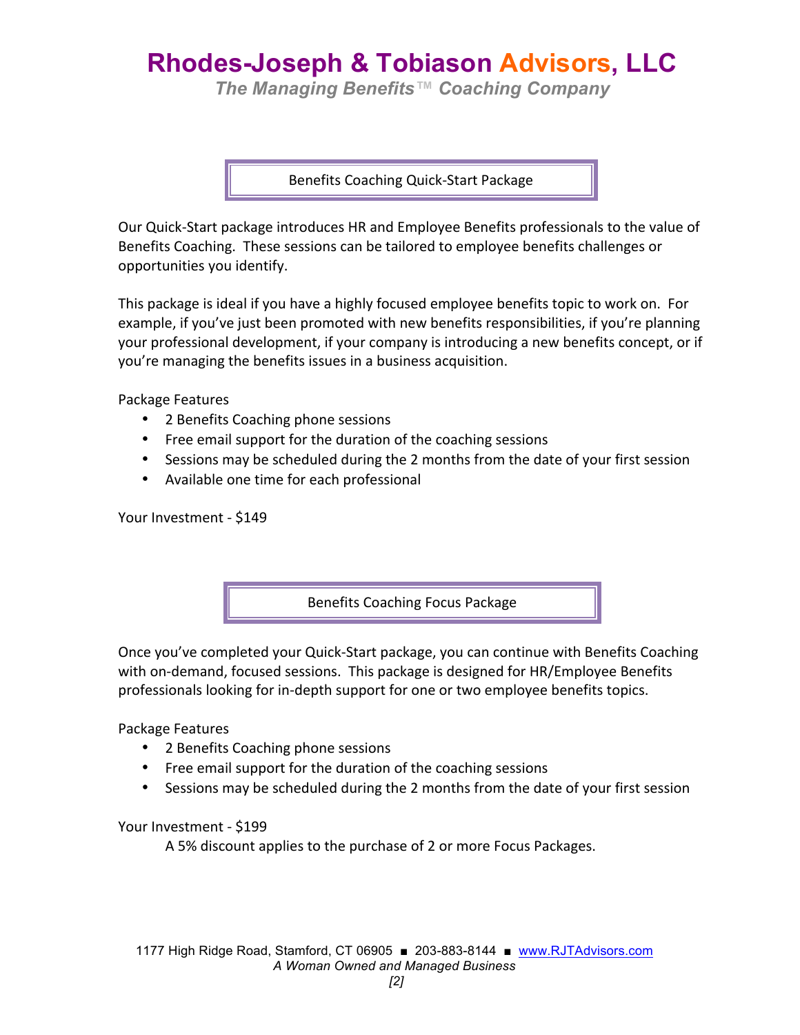# Rhodes-Joseph & Tobiason Advisors, LLC

*The Managing Benefits™ Coaching Company*

## Benefits Coaching Quick-Start Package

Our Quick-Start package introduces HR and Employee Benefits professionals to the value of Benefits Coaching. These sessions can be tailored to employee benefits challenges or opportunities you identify.

This package is ideal if you have a highly focused employee benefits topic to work on. For example, if you've just been promoted with new benefits responsibilities, if you're planning your professional development, if your company is introducing a new benefits concept, or if you're managing the benefits issues in a business acquisition.

Package Features

- 2 Benefits Coaching phone sessions
- Free email support for the duration of the coaching sessions
- Sessions may be scheduled during the 2 months from the date of your first session
- Available one time for each professional

Your Investment - $149

## Benefits Coaching Focus Package

Once you've completed your Quick-Start package, you can continue with Benefits Coaching with on-demand, focused sessions. This package is designed for HR/Employee Benefits professionals looking for in-depth support for one or two employee benefits topics.

Package Features

- 2 Benefits Coaching phone sessions
- Free email support for the duration of the coaching sessions
- Sessions may be scheduled during the 2 months from the date of your first session

Your Investment - $199

A 5% discount applies to the purchase of 2 or more Focus Packages.

1177 High Ridge Road, Stamford, CT 06905 ■ 203-883-8144 ■ www.RJTAdvisors.com

*A Woman Owned and Managed Business*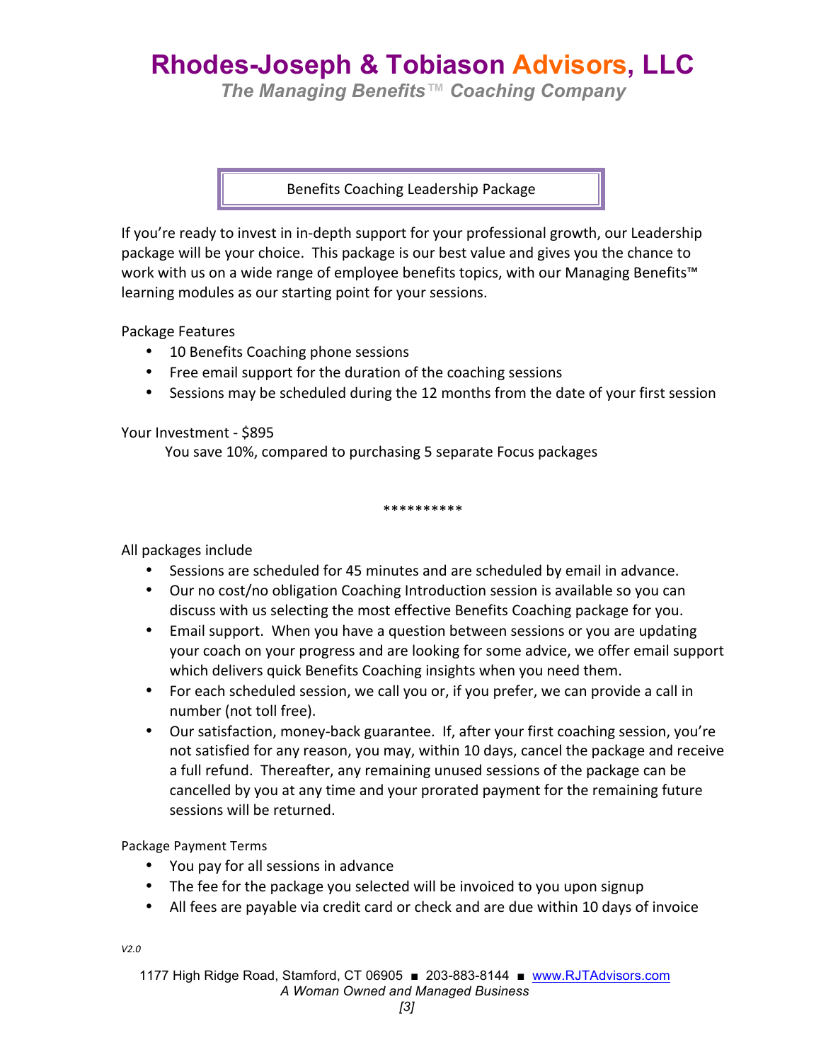# Rhodes-Joseph & Tobiason Advisors, LLC

***The Managing Benefits™ Coaching Company***

## Benefits Coaching Leadership Package

If you're ready to invest in in-depth support for your professional growth, our Leadership package will be your choice. This package is our best value and gives you the chance to work with us on a wide range of employee benefits topics, with our Managing Benefits™ learning modules as our starting point for your sessions.

Package Features

- 10 Benefits Coaching phone sessions
- Free email support for the duration of the coaching sessions
- Sessions may be scheduled during the 12 months from the date of your first session

Your Investment - $895

You save 10%, compared to purchasing 5 separate Focus packages

**********

All packages include

- Sessions are scheduled for 45 minutes and are scheduled by email in advance.
- Our no cost/no obligation Coaching Introduction session is available so you can discuss with us selecting the most effective Benefits Coaching package for you.
- Email support. When you have a question between sessions or you are updating your coach on your progress and are looking for some advice, we offer email support which delivers quick Benefits Coaching insights when you need them.
- For each scheduled session, we call you or, if you prefer, we can provide a call in number (not toll free).
- Our satisfaction, money-back guarantee. If, after your first coaching session, you're not satisfied for any reason, you may, within 10 days, cancel the package and receive a full refund. Thereafter, any remaining unused sessions of the package can be cancelled by you at any time and your prorated payment for the remaining future sessions will be returned.

Package Payment Terms

- You pay for all sessions in advance
- The fee for the package you selected will be invoiced to you upon signup
- All fees are payable via credit card or check and are due within 10 days of invoice

*V2.0*

1177 High Ridge Road, Stamford, CT 06905 ■ 203-883-8144 ■ www.RJTAdvisors.com

*A Woman Owned and Managed Business*